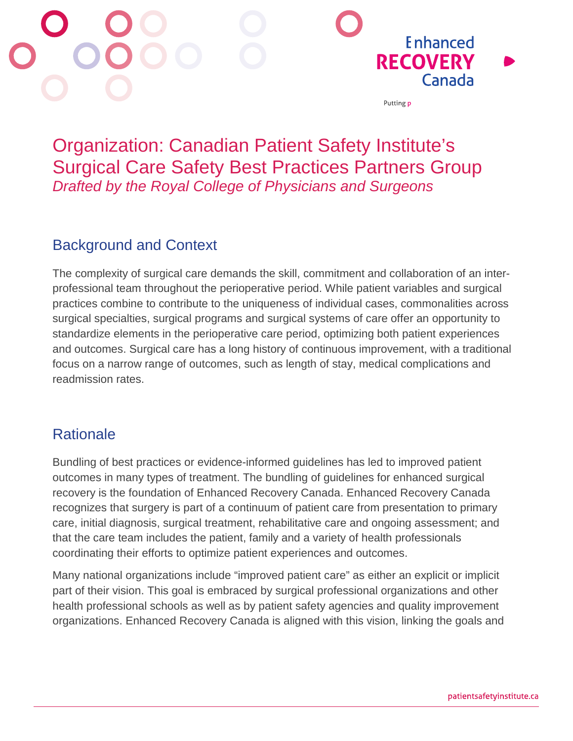# Organization: Canadian Patient Safety Institute's Surgical Care Safety Best Practices Partners Group

*Drafted by the Royal College of Physicians and Surgeons*

## Background and Context

The complexity of surgical care demands the skill, commitment and collaboration of an inter-professional team throughout the perioperative period. While patient variables and surgical practices combine to contribute to the uniqueness of individual cases, commonalities across surgical specialties, surgical programs and surgical systems of care offer an opportunity to standardize elements in the perioperative care period, optimizing both patient experiences and outcomes. Surgical care has a long history of continuous improvement, with a traditional focus on a narrow range of outcomes, such as length of stay, medical complications and readmission rates.

## Rationale

Bundling of best practices or evidence-informed guidelines has led to improved patient outcomes in many types of treatment. The bundling of guidelines for enhanced surgical recovery is the foundation of Enhanced Recovery Canada. Enhanced Recovery Canada recognizes that surgery is part of a continuum of patient care from presentation to primary care, initial diagnosis, surgical treatment, rehabilitative care and ongoing assessment; and that the care team includes the patient, family and a variety of health professionals coordinating their efforts to optimize patient experiences and outcomes.

Many national organizations include "improved patient care" as either an explicit or implicit part of their vision. This goal is embraced by surgical professional organizations and other health professional schools as well as by patient safety agencies and quality improvement organizations. Enhanced Recovery Canada is aligned with this vision, linking the goals and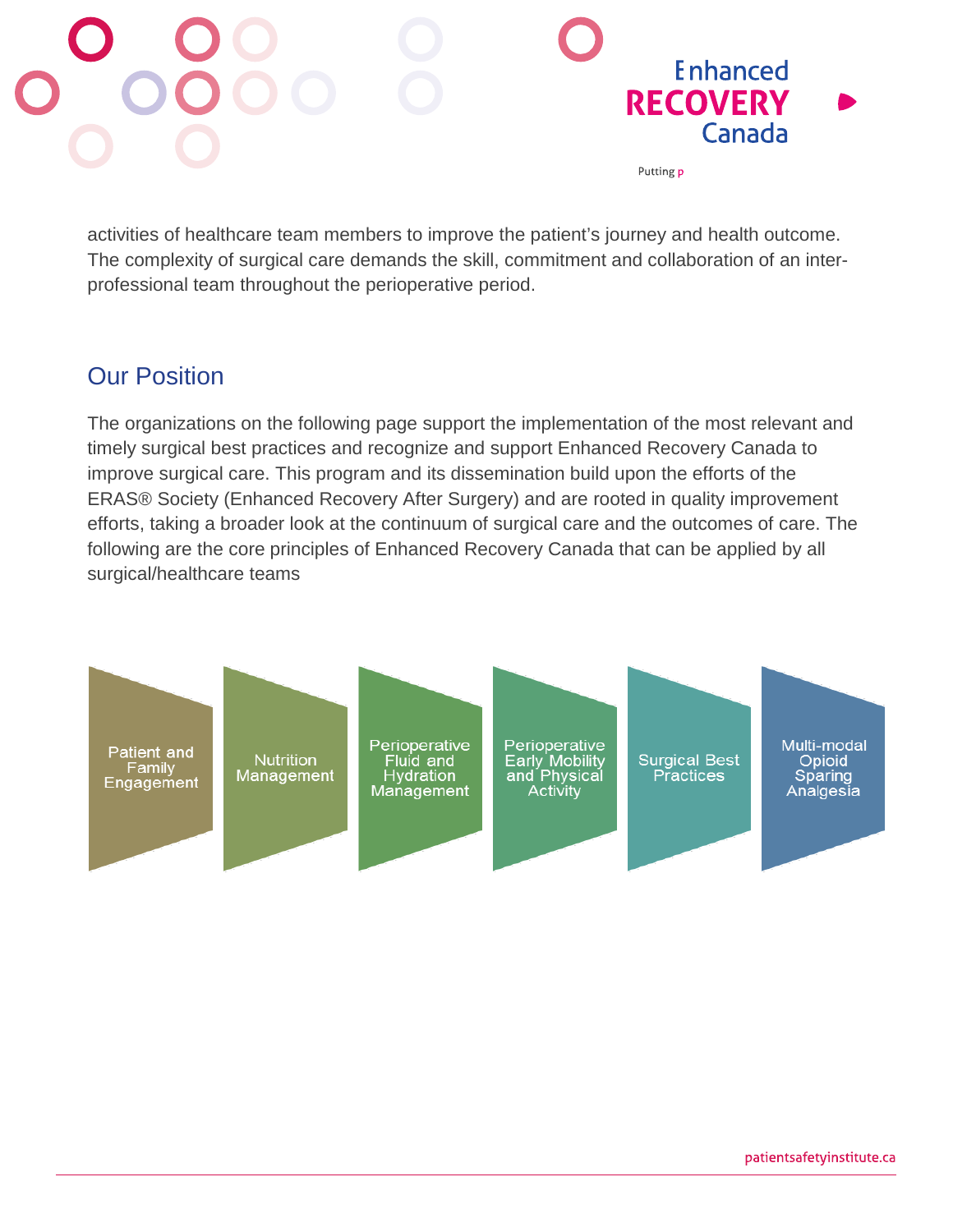activities of healthcare team members to improve the patient's journey and health outcome. The complexity of surgical care demands the skill, commitment and collaboration of an inter-professional team throughout the perioperative period.

## Our Position

The organizations on the following page support the implementation of the most relevant and timely surgical best practices and recognize and support Enhanced Recovery Canada to improve surgical care. This program and its dissemination build upon the efforts of the ERAS® Society (Enhanced Recovery After Surgery) and are rooted in quality improvement efforts, taking a broader look at the continuum of surgical care and the outcomes of care. The following are the core principles of Enhanced Recovery Canada that can be applied by all surgical/healthcare teams

- Patient and Family Engagement
- Nutrition Management
- Perioperative Fluid and Hydration Management
- Perioperative Early Mobility and Physical Activity
- Surgical Best Practices
- Multi-modal Opioid Sparing Analgesia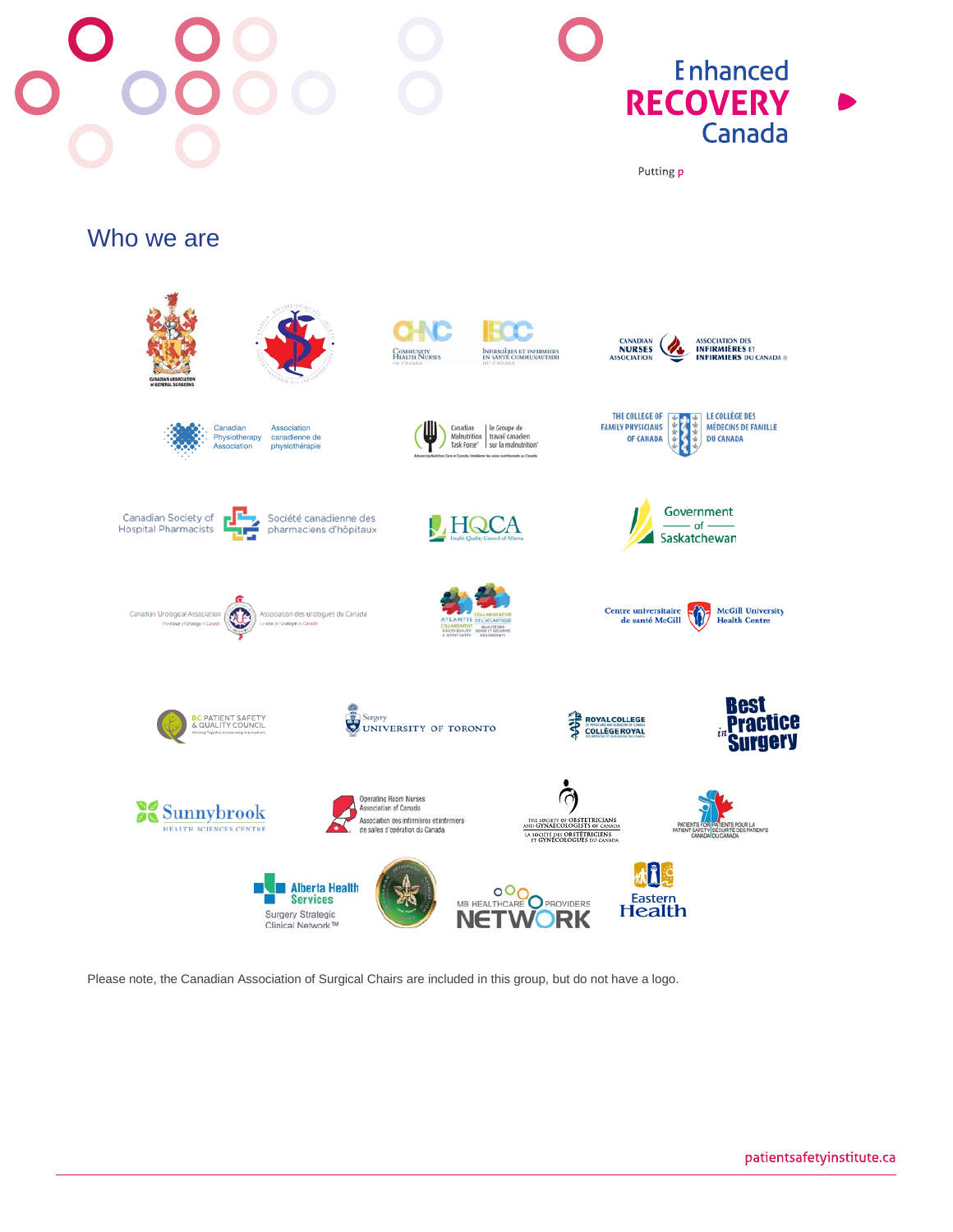## Who we are

Canadian Association of General Surgeons

Community Health Nurses of Canada | Infirmières et infirmiers en santé communautaire du Canada

Canadian Nurses Association | Association des infirmières et infirmiers du Canada

Canadian Physiotherapy Association | Association canadienne de physiothérapie

Canadian Malnutrition Task Force | le Groupe de travail canadien sur la malnutrition

The College of Family Physicians of Canada | Le Collège des médecins de famille du Canada

Canadian Society of Hospital Pharmacists | Société canadienne des pharmaciens d'hôpitaux

HQCA Health Quality Council of Alberta

Government of Saskatchewan

Canadian Urological Association | Association des urologues du Canada

Atlantic Health Quality & Patient Safety Collaborative | Collaboratif de l'Atlantique qualité des soins et sécurité des patients

Centre universitaire de santé McGill | McGill University Health Centre

BC Patient Safety & Quality Council

Surgery University of Toronto

Royal College | Collège Royal

Best Practice in Surgery

Sunnybrook Health Sciences Centre

Operating Room Nurses Association of Canada | Association des infirmières et infirmiers de salles d'opération du Canada

The Society of Obstetricians and Gynaecologists of Canada | La Société des obstétriciens et gynécologues du Canada

Patients for Patient Safety Canada | Patients pour la sécurité des patients du Canada

Alberta Health Services Surgery Strategic Clinical Network™

MB Healthcare Providers Network

Eastern Health

Please note, the Canadian Association of Surgical Chairs are included in this group, but do not have a logo.